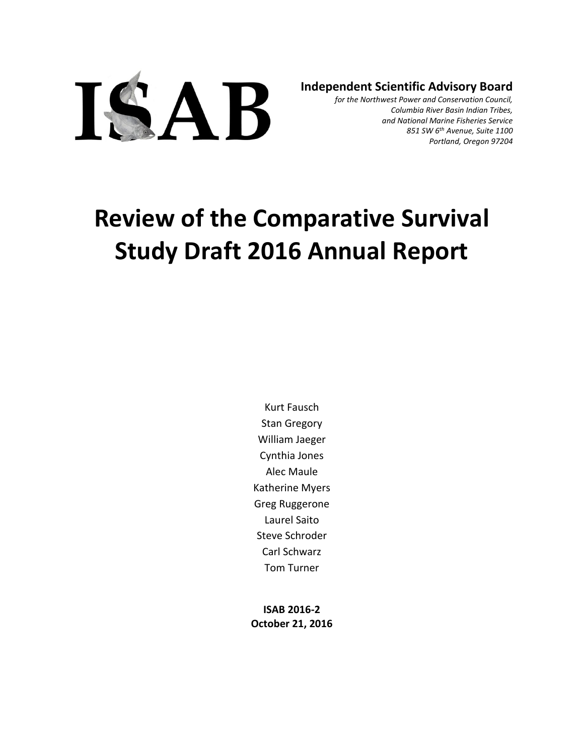ISAB

**Independent Scientific Advisory Board**

*for the Northwest Power and Conservation Council,*
*Columbia River Basin Indian Tribes,*
*and National Marine Fisheries Service*
*851 SW 6th Avenue, Suite 1100*
*Portland, Oregon 97204*

# Review of the Comparative Survival Study Draft 2016 Annual Report

Kurt Fausch
Stan Gregory
William Jaeger
Cynthia Jones
Alec Maule
Katherine Myers
Greg Ruggerone
Laurel Saito
Steve Schroder
Carl Schwarz
Tom Turner

**ISAB 2016-2**
**October 21, 2016**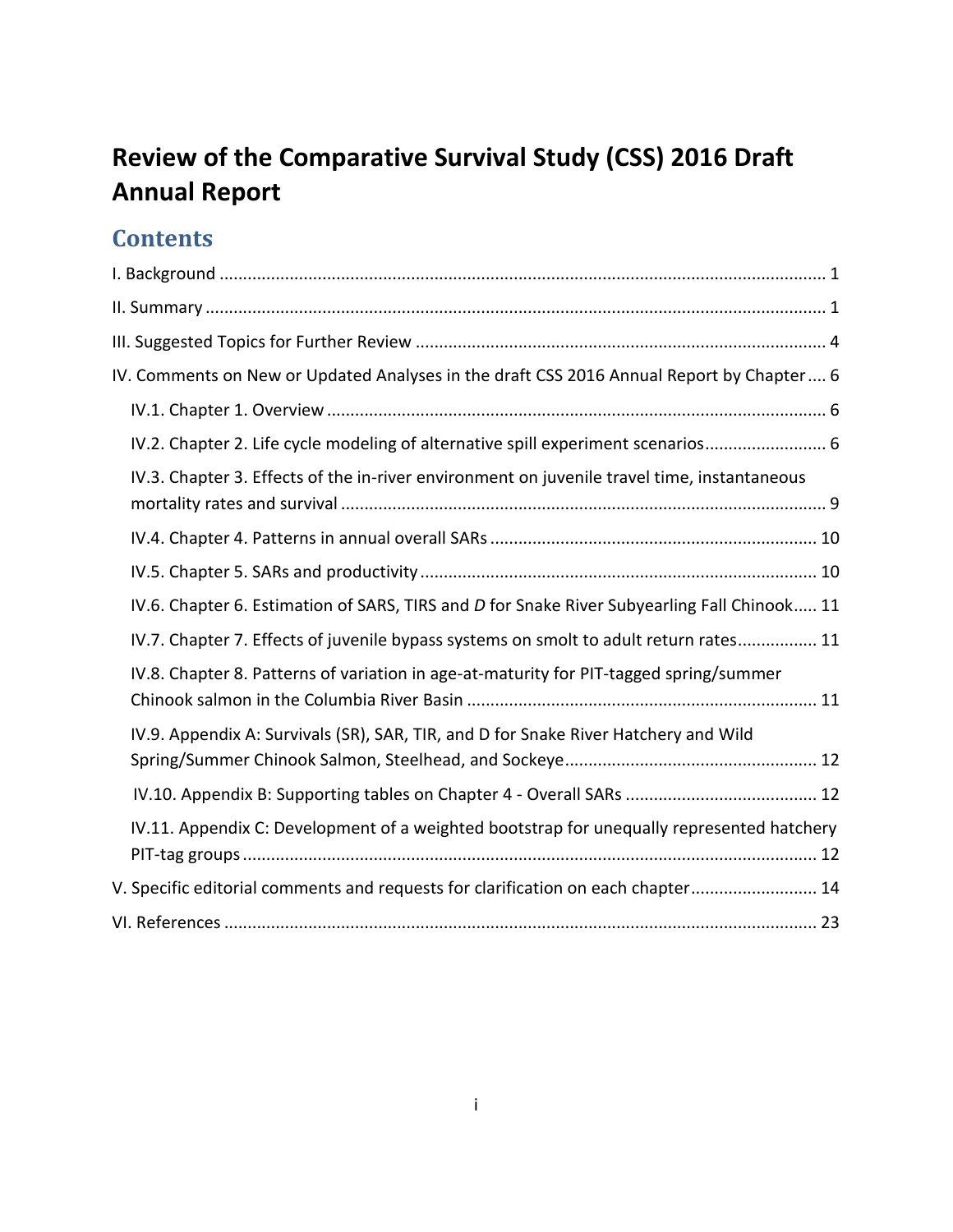# Review of the Comparative Survival Study (CSS) 2016 Draft Annual Report

## Contents

I. Background ........................................................................................................................ 1

II. Summary ........................................................................................................................... 1

III. Suggested Topics for Further Review ............................................................................. 4

IV. Comments on New or Updated Analyses in the draft CSS 2016 Annual Report by Chapter .... 6

- IV.1. Chapter 1. Overview ................................................................................................ 6
- IV.2. Chapter 2. Life cycle modeling of alternative spill experiment scenarios ................. 6
- IV.3. Chapter 3. Effects of the in-river environment on juvenile travel time, instantaneous mortality rates and survival ............................................................................................. 9
- IV.4. Chapter 4. Patterns in annual overall SARs ............................................................ 10
- IV.5. Chapter 5. SARs and productivity ........................................................................... 10
- IV.6. Chapter 6. Estimation of SARS, TIRS and *D* for Snake River Subyearling Fall Chinook ..... 11
- IV.7. Chapter 7. Effects of juvenile bypass systems on smolt to adult return rates ................. 11
- IV.8. Chapter 8. Patterns of variation in age-at-maturity for PIT-tagged spring/summer Chinook salmon in the Columbia River Basin ................................................................ 11
- IV.9. Appendix A: Survivals (SR), SAR, TIR, and D for Snake River Hatchery and Wild Spring/Summer Chinook Salmon, Steelhead, and Sockeye ................................................ 12
- IV.10. Appendix B: Supporting tables on Chapter 4 - Overall SARs ....................................... 12
- IV.11. Appendix C: Development of a weighted bootstrap for unequally represented hatchery PIT-tag groups ................................................................................................................ 12

V. Specific editorial comments and requests for clarification on each chapter ........................... 14

VI. References .......................................................................................................................... 23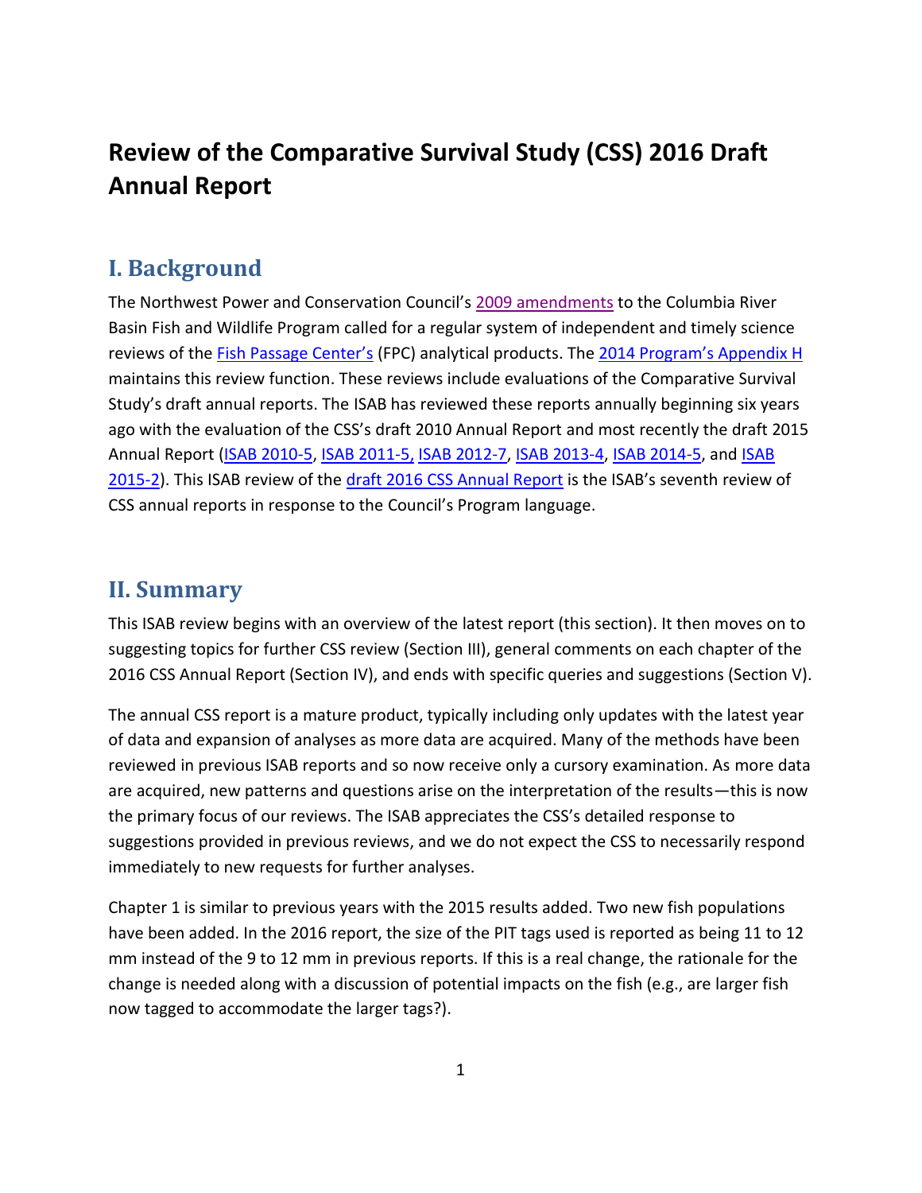# Review of the Comparative Survival Study (CSS) 2016 Draft Annual Report

## I. Background

The Northwest Power and Conservation Council's 2009 amendments to the Columbia River Basin Fish and Wildlife Program called for a regular system of independent and timely science reviews of the Fish Passage Center's (FPC) analytical products. The 2014 Program's Appendix H maintains this review function. These reviews include evaluations of the Comparative Survival Study's draft annual reports. The ISAB has reviewed these reports annually beginning six years ago with the evaluation of the CSS's draft 2010 Annual Report and most recently the draft 2015 Annual Report (ISAB 2010-5, ISAB 2011-5, ISAB 2012-7, ISAB 2013-4, ISAB 2014-5, and ISAB 2015-2). This ISAB review of the draft 2016 CSS Annual Report is the ISAB's seventh review of CSS annual reports in response to the Council's Program language.

## II. Summary

This ISAB review begins with an overview of the latest report (this section). It then moves on to suggesting topics for further CSS review (Section III), general comments on each chapter of the 2016 CSS Annual Report (Section IV), and ends with specific queries and suggestions (Section V).

The annual CSS report is a mature product, typically including only updates with the latest year of data and expansion of analyses as more data are acquired. Many of the methods have been reviewed in previous ISAB reports and so now receive only a cursory examination. As more data are acquired, new patterns and questions arise on the interpretation of the results—this is now the primary focus of our reviews. The ISAB appreciates the CSS's detailed response to suggestions provided in previous reviews, and we do not expect the CSS to necessarily respond immediately to new requests for further analyses.

Chapter 1 is similar to previous years with the 2015 results added. Two new fish populations have been added. In the 2016 report, the size of the PIT tags used is reported as being 11 to 12 mm instead of the 9 to 12 mm in previous reports. If this is a real change, the rationale for the change is needed along with a discussion of potential impacts on the fish (e.g., are larger fish now tagged to accommodate the larger tags?).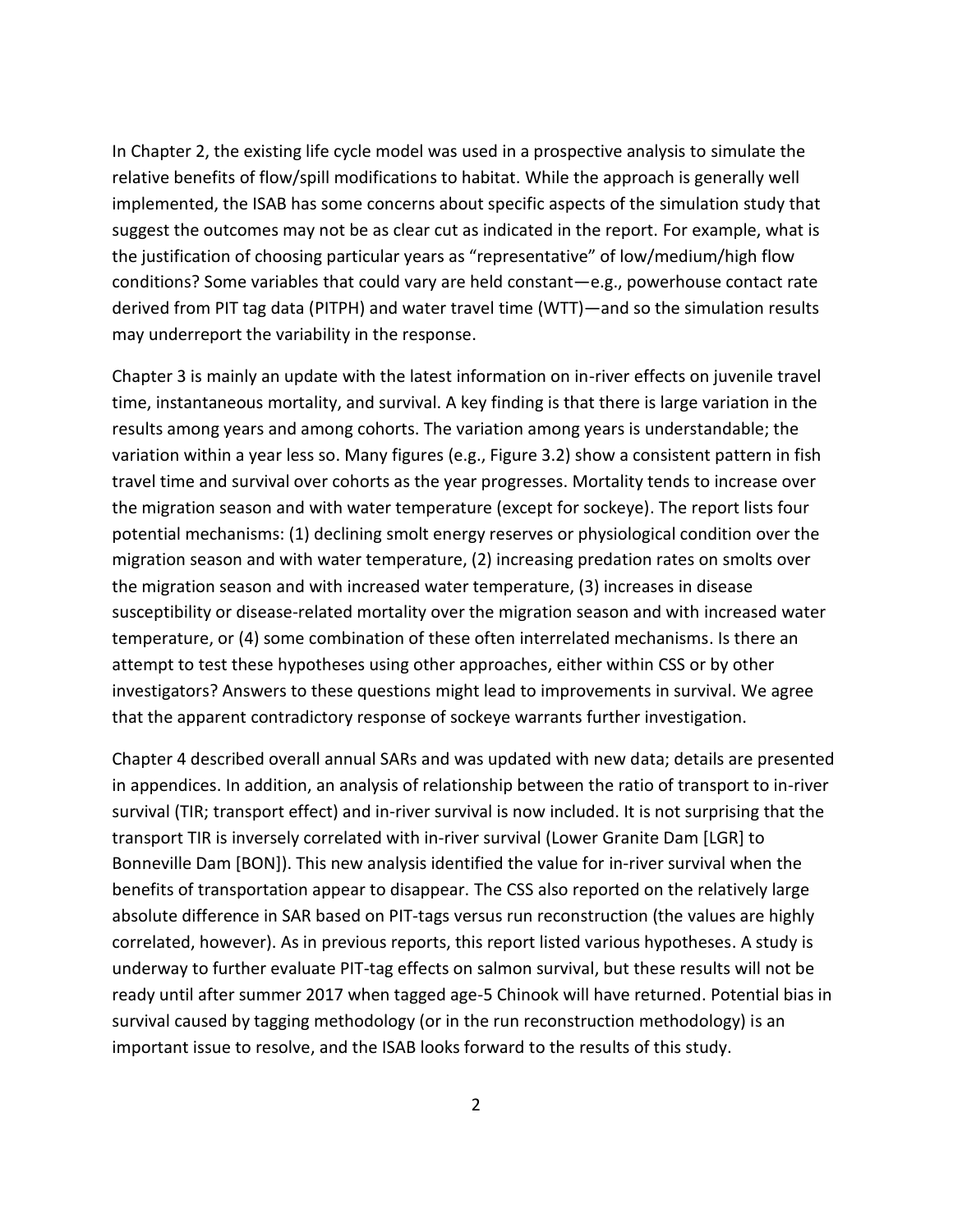In Chapter 2, the existing life cycle model was used in a prospective analysis to simulate the relative benefits of flow/spill modifications to habitat. While the approach is generally well implemented, the ISAB has some concerns about specific aspects of the simulation study that suggest the outcomes may not be as clear cut as indicated in the report. For example, what is the justification of choosing particular years as "representative" of low/medium/high flow conditions? Some variables that could vary are held constant—e.g., powerhouse contact rate derived from PIT tag data (PITPH) and water travel time (WTT)—and so the simulation results may underreport the variability in the response.

Chapter 3 is mainly an update with the latest information on in-river effects on juvenile travel time, instantaneous mortality, and survival. A key finding is that there is large variation in the results among years and among cohorts. The variation among years is understandable; the variation within a year less so. Many figures (e.g., Figure 3.2) show a consistent pattern in fish travel time and survival over cohorts as the year progresses. Mortality tends to increase over the migration season and with water temperature (except for sockeye). The report lists four potential mechanisms: (1) declining smolt energy reserves or physiological condition over the migration season and with water temperature, (2) increasing predation rates on smolts over the migration season and with increased water temperature, (3) increases in disease susceptibility or disease-related mortality over the migration season and with increased water temperature, or (4) some combination of these often interrelated mechanisms. Is there an attempt to test these hypotheses using other approaches, either within CSS or by other investigators? Answers to these questions might lead to improvements in survival. We agree that the apparent contradictory response of sockeye warrants further investigation.

Chapter 4 described overall annual SARs and was updated with new data; details are presented in appendices. In addition, an analysis of relationship between the ratio of transport to in-river survival (TIR; transport effect) and in-river survival is now included. It is not surprising that the transport TIR is inversely correlated with in-river survival (Lower Granite Dam [LGR] to Bonneville Dam [BON]). This new analysis identified the value for in-river survival when the benefits of transportation appear to disappear. The CSS also reported on the relatively large absolute difference in SAR based on PIT-tags versus run reconstruction (the values are highly correlated, however). As in previous reports, this report listed various hypotheses. A study is underway to further evaluate PIT-tag effects on salmon survival, but these results will not be ready until after summer 2017 when tagged age-5 Chinook will have returned. Potential bias in survival caused by tagging methodology (or in the run reconstruction methodology) is an important issue to resolve, and the ISAB looks forward to the results of this study.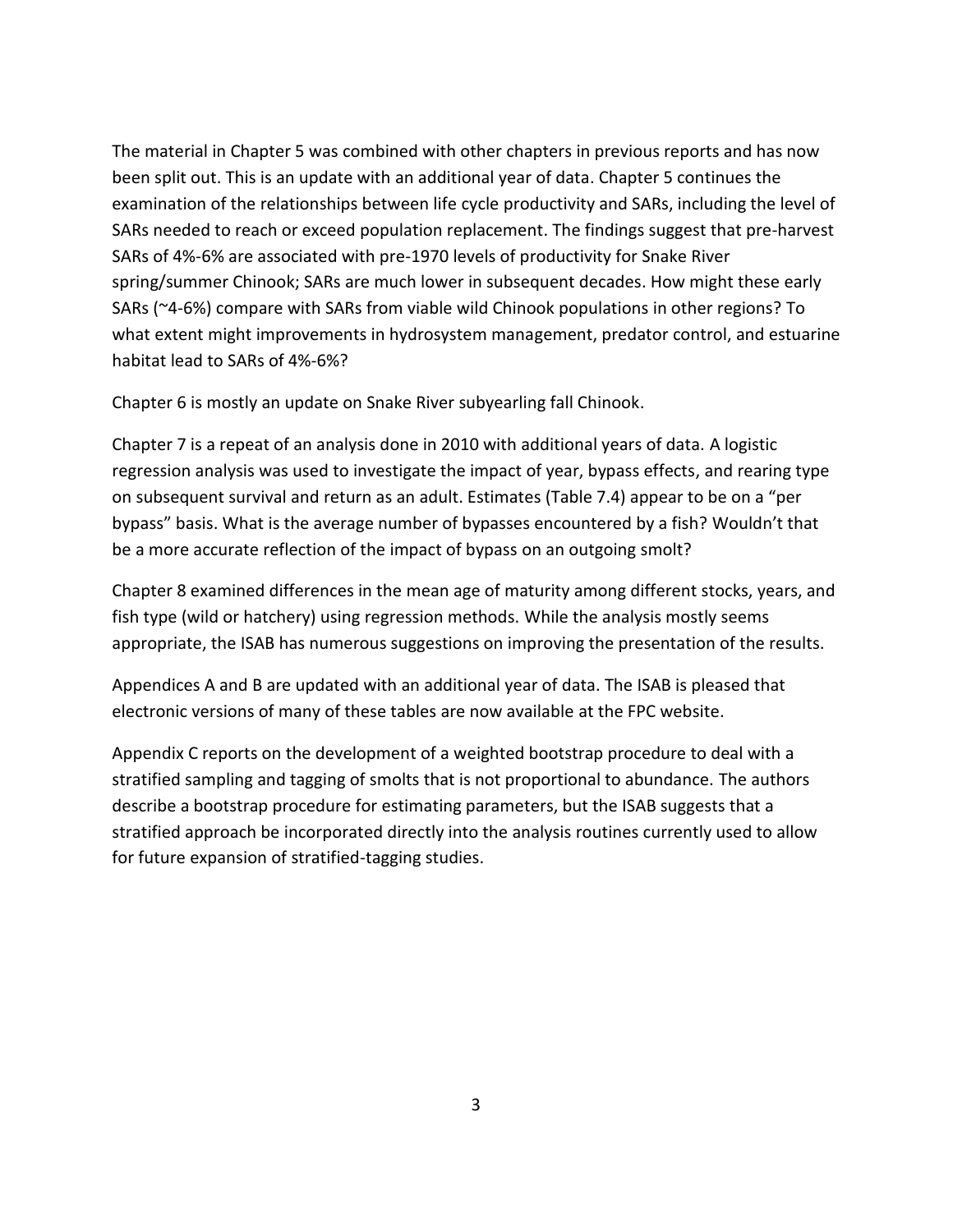The material in Chapter 5 was combined with other chapters in previous reports and has now been split out. This is an update with an additional year of data. Chapter 5 continues the examination of the relationships between life cycle productivity and SARs, including the level of SARs needed to reach or exceed population replacement. The findings suggest that pre-harvest SARs of 4%-6% are associated with pre-1970 levels of productivity for Snake River spring/summer Chinook; SARs are much lower in subsequent decades. How might these early SARs (~4-6%) compare with SARs from viable wild Chinook populations in other regions? To what extent might improvements in hydrosystem management, predator control, and estuarine habitat lead to SARs of 4%-6%?

Chapter 6 is mostly an update on Snake River subyearling fall Chinook.

Chapter 7 is a repeat of an analysis done in 2010 with additional years of data. A logistic regression analysis was used to investigate the impact of year, bypass effects, and rearing type on subsequent survival and return as an adult. Estimates (Table 7.4) appear to be on a "per bypass" basis. What is the average number of bypasses encountered by a fish? Wouldn't that be a more accurate reflection of the impact of bypass on an outgoing smolt?

Chapter 8 examined differences in the mean age of maturity among different stocks, years, and fish type (wild or hatchery) using regression methods. While the analysis mostly seems appropriate, the ISAB has numerous suggestions on improving the presentation of the results.

Appendices A and B are updated with an additional year of data. The ISAB is pleased that electronic versions of many of these tables are now available at the FPC website.

Appendix C reports on the development of a weighted bootstrap procedure to deal with a stratified sampling and tagging of smolts that is not proportional to abundance. The authors describe a bootstrap procedure for estimating parameters, but the ISAB suggests that a stratified approach be incorporated directly into the analysis routines currently used to allow for future expansion of stratified-tagging studies.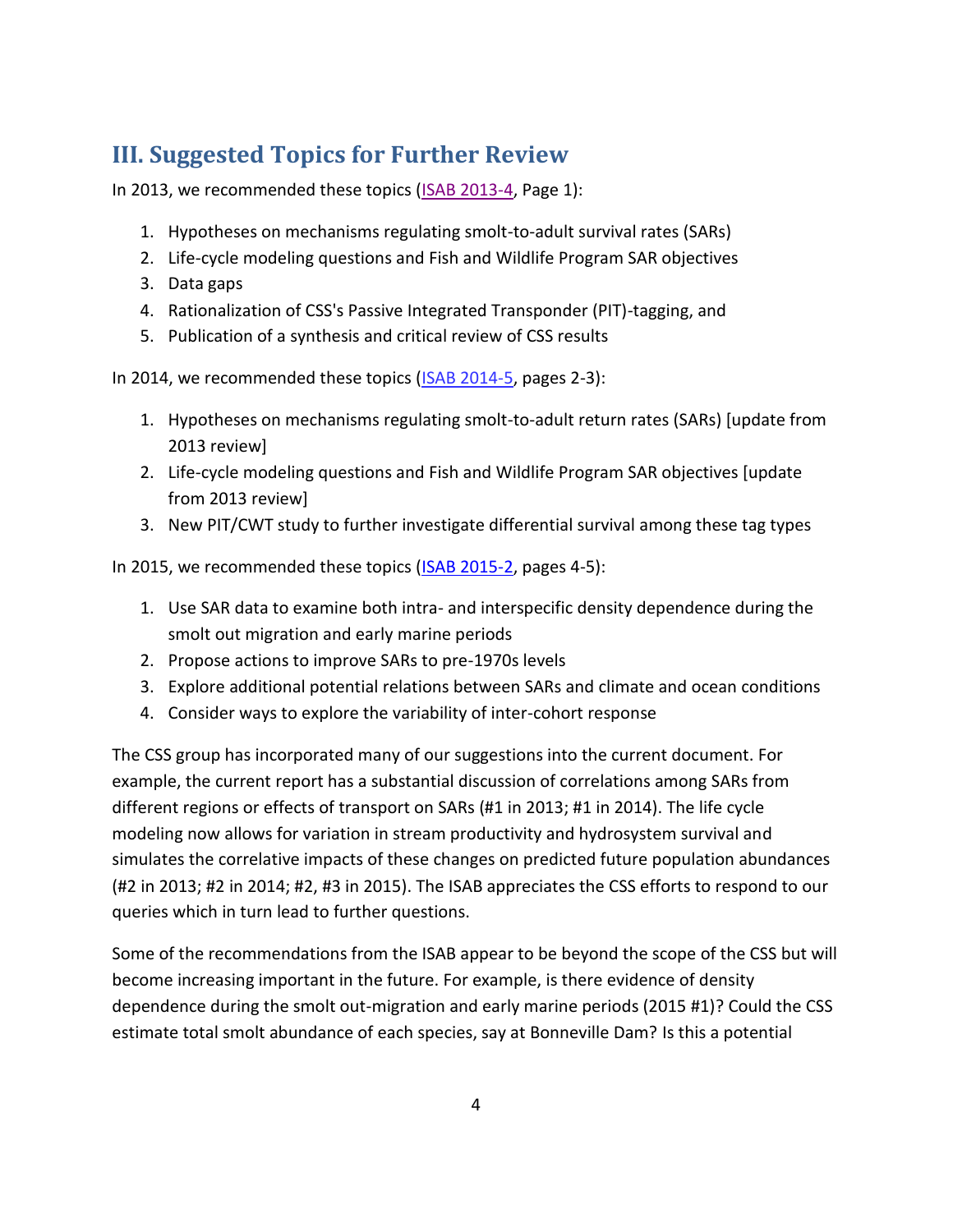## III. Suggested Topics for Further Review

In 2013, we recommended these topics (ISAB 2013-4, Page 1):

1. Hypotheses on mechanisms regulating smolt-to-adult survival rates (SARs)
2. Life-cycle modeling questions and Fish and Wildlife Program SAR objectives
3. Data gaps
4. Rationalization of CSS's Passive Integrated Transponder (PIT)-tagging, and
5. Publication of a synthesis and critical review of CSS results

In 2014, we recommended these topics (ISAB 2014-5, pages 2-3):

1. Hypotheses on mechanisms regulating smolt-to-adult return rates (SARs) [update from 2013 review]
2. Life-cycle modeling questions and Fish and Wildlife Program SAR objectives [update from 2013 review]
3. New PIT/CWT study to further investigate differential survival among these tag types

In 2015, we recommended these topics (ISAB 2015-2, pages 4-5):

1. Use SAR data to examine both intra- and interspecific density dependence during the smolt out migration and early marine periods
2. Propose actions to improve SARs to pre-1970s levels
3. Explore additional potential relations between SARs and climate and ocean conditions
4. Consider ways to explore the variability of inter-cohort response

The CSS group has incorporated many of our suggestions into the current document. For example, the current report has a substantial discussion of correlations among SARs from different regions or effects of transport on SARs (#1 in 2013; #1 in 2014). The life cycle modeling now allows for variation in stream productivity and hydrosystem survival and simulates the correlative impacts of these changes on predicted future population abundances (#2 in 2013; #2 in 2014; #2, #3 in 2015). The ISAB appreciates the CSS efforts to respond to our queries which in turn lead to further questions.

Some of the recommendations from the ISAB appear to be beyond the scope of the CSS but will become increasing important in the future. For example, is there evidence of density dependence during the smolt out-migration and early marine periods (2015 #1)? Could the CSS estimate total smolt abundance of each species, say at Bonneville Dam? Is this a potential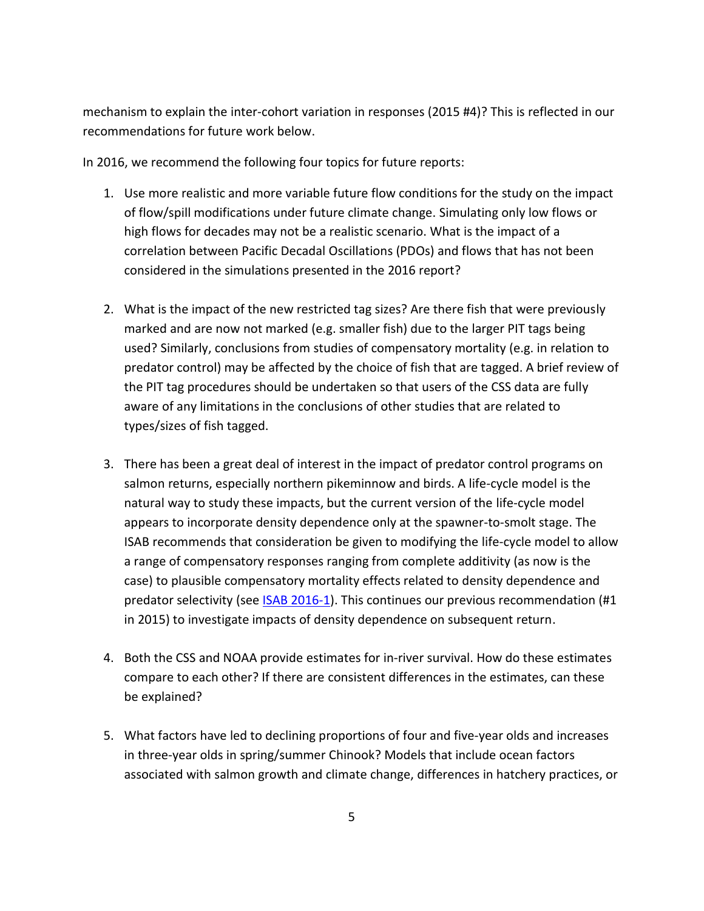mechanism to explain the inter-cohort variation in responses (2015 #4)? This is reflected in our recommendations for future work below.

In 2016, we recommend the following four topics for future reports:

1. Use more realistic and more variable future flow conditions for the study on the impact of flow/spill modifications under future climate change. Simulating only low flows or high flows for decades may not be a realistic scenario. What is the impact of a correlation between Pacific Decadal Oscillations (PDOs) and flows that has not been considered in the simulations presented in the 2016 report?

2. What is the impact of the new restricted tag sizes? Are there fish that were previously marked and are now not marked (e.g. smaller fish) due to the larger PIT tags being used? Similarly, conclusions from studies of compensatory mortality (e.g. in relation to predator control) may be affected by the choice of fish that are tagged. A brief review of the PIT tag procedures should be undertaken so that users of the CSS data are fully aware of any limitations in the conclusions of other studies that are related to types/sizes of fish tagged.

3. There has been a great deal of interest in the impact of predator control programs on salmon returns, especially northern pikeminnow and birds. A life-cycle model is the natural way to study these impacts, but the current version of the life-cycle model appears to incorporate density dependence only at the spawner-to-smolt stage. The ISAB recommends that consideration be given to modifying the life-cycle model to allow a range of compensatory responses ranging from complete additivity (as now is the case) to plausible compensatory mortality effects related to density dependence and predator selectivity (see ISAB 2016-1). This continues our previous recommendation (#1 in 2015) to investigate impacts of density dependence on subsequent return.

4. Both the CSS and NOAA provide estimates for in-river survival. How do these estimates compare to each other? If there are consistent differences in the estimates, can these be explained?

5. What factors have led to declining proportions of four and five-year olds and increases in three-year olds in spring/summer Chinook? Models that include ocean factors associated with salmon growth and climate change, differences in hatchery practices, or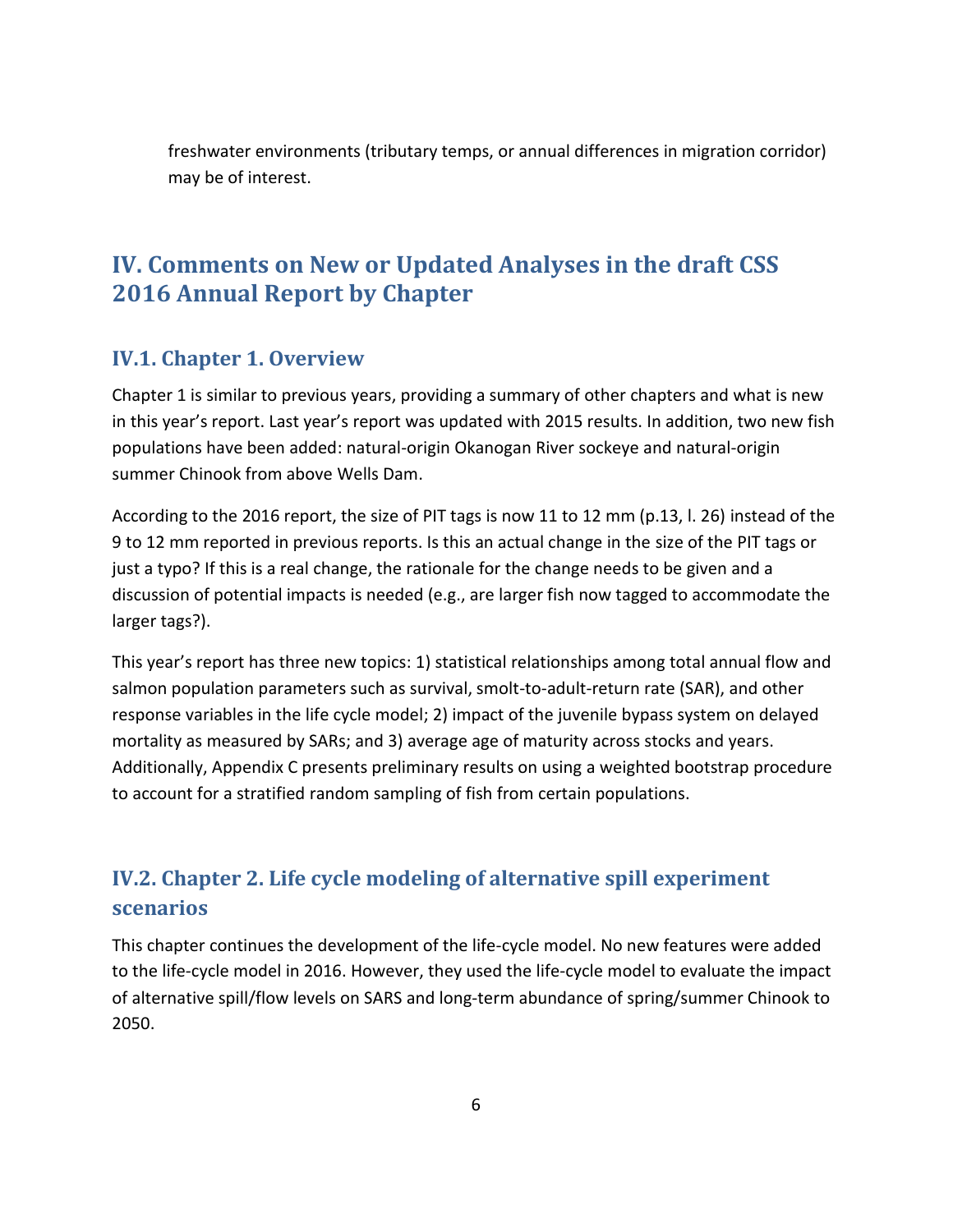freshwater environments (tributary temps, or annual differences in migration corridor) may be of interest.

## IV. Comments on New or Updated Analyses in the draft CSS 2016 Annual Report by Chapter

### IV.1. Chapter 1. Overview

Chapter 1 is similar to previous years, providing a summary of other chapters and what is new in this year's report. Last year's report was updated with 2015 results. In addition, two new fish populations have been added: natural-origin Okanogan River sockeye and natural-origin summer Chinook from above Wells Dam.

According to the 2016 report, the size of PIT tags is now 11 to 12 mm (p.13, l. 26) instead of the 9 to 12 mm reported in previous reports. Is this an actual change in the size of the PIT tags or just a typo? If this is a real change, the rationale for the change needs to be given and a discussion of potential impacts is needed (e.g., are larger fish now tagged to accommodate the larger tags?).

This year's report has three new topics: 1) statistical relationships among total annual flow and salmon population parameters such as survival, smolt-to-adult-return rate (SAR), and other response variables in the life cycle model; 2) impact of the juvenile bypass system on delayed mortality as measured by SARs; and 3) average age of maturity across stocks and years. Additionally, Appendix C presents preliminary results on using a weighted bootstrap procedure to account for a stratified random sampling of fish from certain populations.

### IV.2. Chapter 2. Life cycle modeling of alternative spill experiment scenarios

This chapter continues the development of the life-cycle model. No new features were added to the life-cycle model in 2016. However, they used the life-cycle model to evaluate the impact of alternative spill/flow levels on SARS and long-term abundance of spring/summer Chinook to 2050.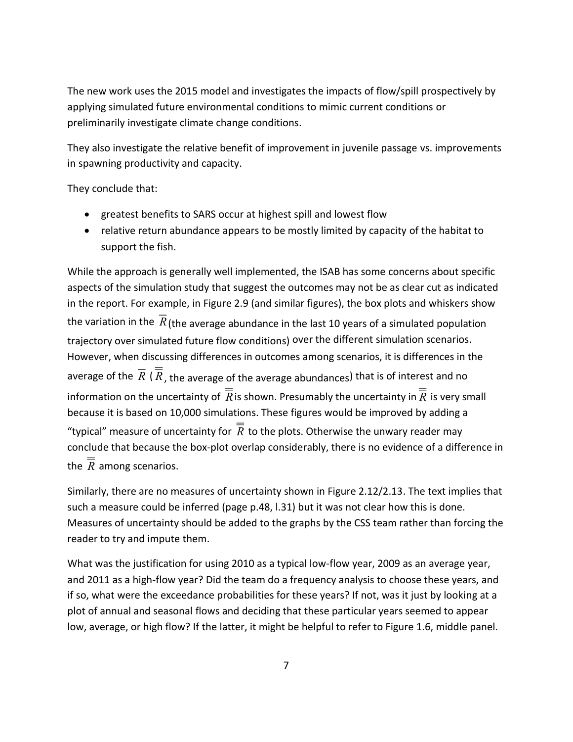The new work uses the 2015 model and investigates the impacts of flow/spill prospectively by applying simulated future environmental conditions to mimic current conditions or preliminarily investigate climate change conditions.

They also investigate the relative benefit of improvement in juvenile passage vs. improvements in spawning productivity and capacity.

They conclude that:

- greatest benefits to SARS occur at highest spill and lowest flow
- relative return abundance appears to be mostly limited by capacity of the habitat to support the fish.

While the approach is generally well implemented, the ISAB has some concerns about specific aspects of the simulation study that suggest the outcomes may not be as clear cut as indicated in the report. For example, in Figure 2.9 (and similar figures), the box plots and whiskers show the variation in the $\overline{R}$ (the average abundance in the last 10 years of a simulated population trajectory over simulated future flow conditions) over the different simulation scenarios. However, when discussing differences in outcomes among scenarios, it is differences in the average of the $\overline{R}$ ($\overline{\overline{R}}$, the average of the average abundances) that is of interest and no information on the uncertainty of $\overline{\overline{R}}$ is shown. Presumably the uncertainty in $\overline{\overline{R}}$ is very small because it is based on 10,000 simulations. These figures would be improved by adding a "typical" measure of uncertainty for $\overline{\overline{R}}$ to the plots. Otherwise the unwary reader may conclude that because the box-plot overlap considerably, there is no evidence of a difference in the $\overline{\overline{R}}$ among scenarios.

Similarly, there are no measures of uncertainty shown in Figure 2.12/2.13. The text implies that such a measure could be inferred (page p.48, l.31) but it was not clear how this is done. Measures of uncertainty should be added to the graphs by the CSS team rather than forcing the reader to try and impute them.

What was the justification for using 2010 as a typical low-flow year, 2009 as an average year, and 2011 as a high-flow year? Did the team do a frequency analysis to choose these years, and if so, what were the exceedance probabilities for these years? If not, was it just by looking at a plot of annual and seasonal flows and deciding that these particular years seemed to appear low, average, or high flow? If the latter, it might be helpful to refer to Figure 1.6, middle panel.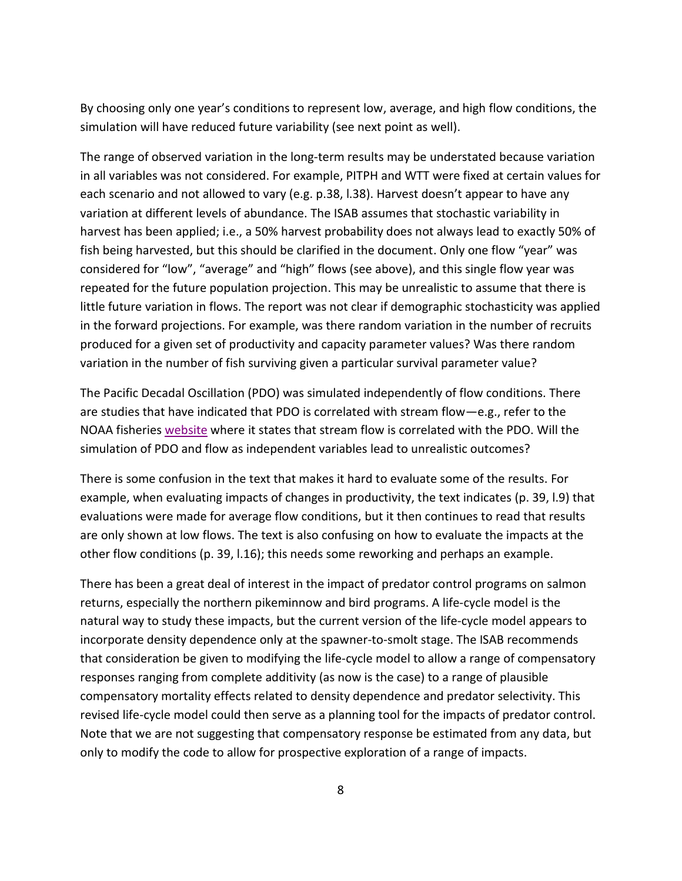By choosing only one year's conditions to represent low, average, and high flow conditions, the simulation will have reduced future variability (see next point as well).

The range of observed variation in the long-term results may be understated because variation in all variables was not considered. For example, PITPH and WTT were fixed at certain values for each scenario and not allowed to vary (e.g. p.38, l.38). Harvest doesn't appear to have any variation at different levels of abundance. The ISAB assumes that stochastic variability in harvest has been applied; i.e., a 50% harvest probability does not always lead to exactly 50% of fish being harvested, but this should be clarified in the document. Only one flow "year" was considered for "low", "average" and "high" flows (see above), and this single flow year was repeated for the future population projection. This may be unrealistic to assume that there is little future variation in flows. The report was not clear if demographic stochasticity was applied in the forward projections. For example, was there random variation in the number of recruits produced for a given set of productivity and capacity parameter values? Was there random variation in the number of fish surviving given a particular survival parameter value?

The Pacific Decadal Oscillation (PDO) was simulated independently of flow conditions. There are studies that have indicated that PDO is correlated with stream flow—e.g., refer to the NOAA fisheries website where it states that stream flow is correlated with the PDO. Will the simulation of PDO and flow as independent variables lead to unrealistic outcomes?

There is some confusion in the text that makes it hard to evaluate some of the results. For example, when evaluating impacts of changes in productivity, the text indicates (p. 39, l.9) that evaluations were made for average flow conditions, but it then continues to read that results are only shown at low flows. The text is also confusing on how to evaluate the impacts at the other flow conditions (p. 39, l.16); this needs some reworking and perhaps an example.

There has been a great deal of interest in the impact of predator control programs on salmon returns, especially the northern pikeminnow and bird programs. A life-cycle model is the natural way to study these impacts, but the current version of the life-cycle model appears to incorporate density dependence only at the spawner-to-smolt stage. The ISAB recommends that consideration be given to modifying the life-cycle model to allow a range of compensatory responses ranging from complete additivity (as now is the case) to a range of plausible compensatory mortality effects related to density dependence and predator selectivity. This revised life-cycle model could then serve as a planning tool for the impacts of predator control. Note that we are not suggesting that compensatory response be estimated from any data, but only to modify the code to allow for prospective exploration of a range of impacts.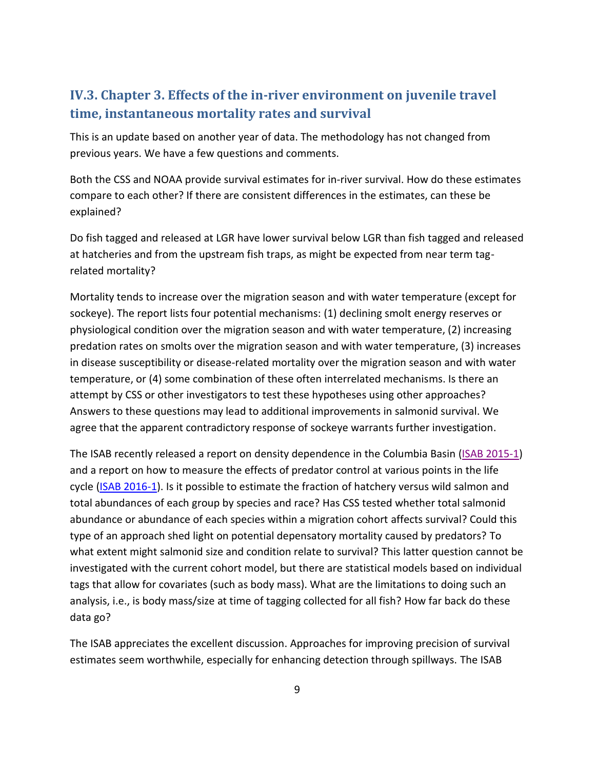## IV.3. Chapter 3. Effects of the in-river environment on juvenile travel time, instantaneous mortality rates and survival

This is an update based on another year of data. The methodology has not changed from previous years. We have a few questions and comments.

Both the CSS and NOAA provide survival estimates for in-river survival. How do these estimates compare to each other? If there are consistent differences in the estimates, can these be explained?

Do fish tagged and released at LGR have lower survival below LGR than fish tagged and released at hatcheries and from the upstream fish traps, as might be expected from near term tag-related mortality?

Mortality tends to increase over the migration season and with water temperature (except for sockeye). The report lists four potential mechanisms: (1) declining smolt energy reserves or physiological condition over the migration season and with water temperature, (2) increasing predation rates on smolts over the migration season and with water temperature, (3) increases in disease susceptibility or disease-related mortality over the migration season and with water temperature, or (4) some combination of these often interrelated mechanisms. Is there an attempt by CSS or other investigators to test these hypotheses using other approaches? Answers to these questions may lead to additional improvements in salmonid survival. We agree that the apparent contradictory response of sockeye warrants further investigation.

The ISAB recently released a report on density dependence in the Columbia Basin (ISAB 2015-1) and a report on how to measure the effects of predator control at various points in the life cycle (ISAB 2016-1). Is it possible to estimate the fraction of hatchery versus wild salmon and total abundances of each group by species and race? Has CSS tested whether total salmonid abundance or abundance of each species within a migration cohort affects survival? Could this type of an approach shed light on potential depensatory mortality caused by predators? To what extent might salmonid size and condition relate to survival? This latter question cannot be investigated with the current cohort model, but there are statistical models based on individual tags that allow for covariates (such as body mass). What are the limitations to doing such an analysis, i.e., is body mass/size at time of tagging collected for all fish? How far back do these data go?

The ISAB appreciates the excellent discussion. Approaches for improving precision of survival estimates seem worthwhile, especially for enhancing detection through spillways. The ISAB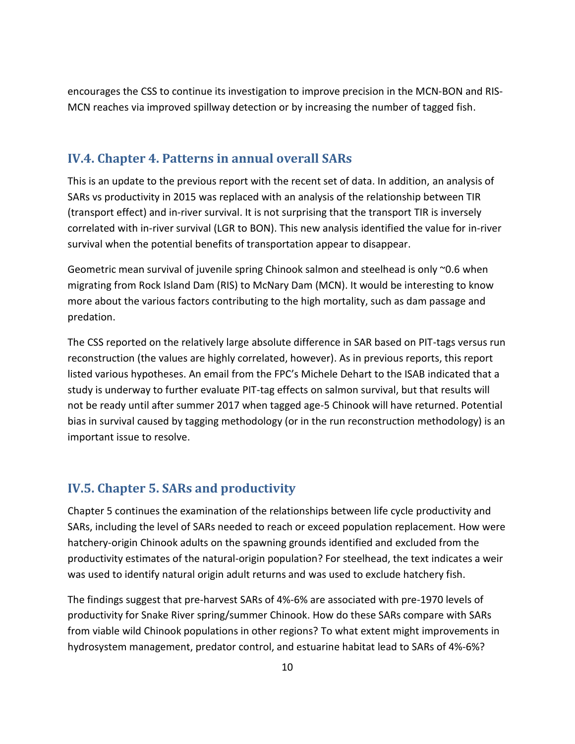encourages the CSS to continue its investigation to improve precision in the MCN-BON and RIS-MCN reaches via improved spillway detection or by increasing the number of tagged fish.

## IV.4. Chapter 4. Patterns in annual overall SARs

This is an update to the previous report with the recent set of data. In addition, an analysis of SARs vs productivity in 2015 was replaced with an analysis of the relationship between TIR (transport effect) and in-river survival. It is not surprising that the transport TIR is inversely correlated with in-river survival (LGR to BON). This new analysis identified the value for in-river survival when the potential benefits of transportation appear to disappear.

Geometric mean survival of juvenile spring Chinook salmon and steelhead is only ~0.6 when migrating from Rock Island Dam (RIS) to McNary Dam (MCN). It would be interesting to know more about the various factors contributing to the high mortality, such as dam passage and predation.

The CSS reported on the relatively large absolute difference in SAR based on PIT-tags versus run reconstruction (the values are highly correlated, however). As in previous reports, this report listed various hypotheses. An email from the FPC's Michele Dehart to the ISAB indicated that a study is underway to further evaluate PIT-tag effects on salmon survival, but that results will not be ready until after summer 2017 when tagged age-5 Chinook will have returned. Potential bias in survival caused by tagging methodology (or in the run reconstruction methodology) is an important issue to resolve.

## IV.5. Chapter 5. SARs and productivity

Chapter 5 continues the examination of the relationships between life cycle productivity and SARs, including the level of SARs needed to reach or exceed population replacement. How were hatchery-origin Chinook adults on the spawning grounds identified and excluded from the productivity estimates of the natural-origin population? For steelhead, the text indicates a weir was used to identify natural origin adult returns and was used to exclude hatchery fish.

The findings suggest that pre-harvest SARs of 4%-6% are associated with pre-1970 levels of productivity for Snake River spring/summer Chinook. How do these SARs compare with SARs from viable wild Chinook populations in other regions? To what extent might improvements in hydrosystem management, predator control, and estuarine habitat lead to SARs of 4%-6%?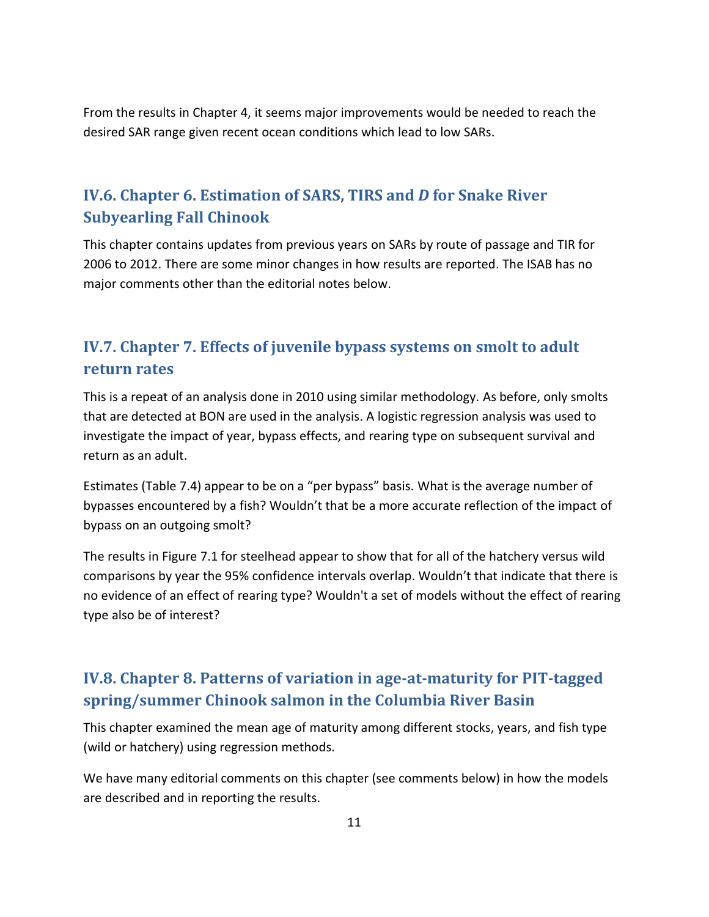From the results in Chapter 4, it seems major improvements would be needed to reach the desired SAR range given recent ocean conditions which lead to low SARs.

## IV.6. Chapter 6. Estimation of SARS, TIRS and *D* for Snake River Subyearling Fall Chinook

This chapter contains updates from previous years on SARs by route of passage and TIR for 2006 to 2012. There are some minor changes in how results are reported. The ISAB has no major comments other than the editorial notes below.

## IV.7. Chapter 7. Effects of juvenile bypass systems on smolt to adult return rates

This is a repeat of an analysis done in 2010 using similar methodology. As before, only smolts that are detected at BON are used in the analysis. A logistic regression analysis was used to investigate the impact of year, bypass effects, and rearing type on subsequent survival and return as an adult.

Estimates (Table 7.4) appear to be on a “per bypass” basis. What is the average number of bypasses encountered by a fish? Wouldn’t that be a more accurate reflection of the impact of bypass on an outgoing smolt?

The results in Figure 7.1 for steelhead appear to show that for all of the hatchery versus wild comparisons by year the 95% confidence intervals overlap. Wouldn’t that indicate that there is no evidence of an effect of rearing type? Wouldn't a set of models without the effect of rearing type also be of interest?

## IV.8. Chapter 8. Patterns of variation in age-at-maturity for PIT-tagged spring/summer Chinook salmon in the Columbia River Basin

This chapter examined the mean age of maturity among different stocks, years, and fish type (wild or hatchery) using regression methods.

We have many editorial comments on this chapter (see comments below) in how the models are described and in reporting the results.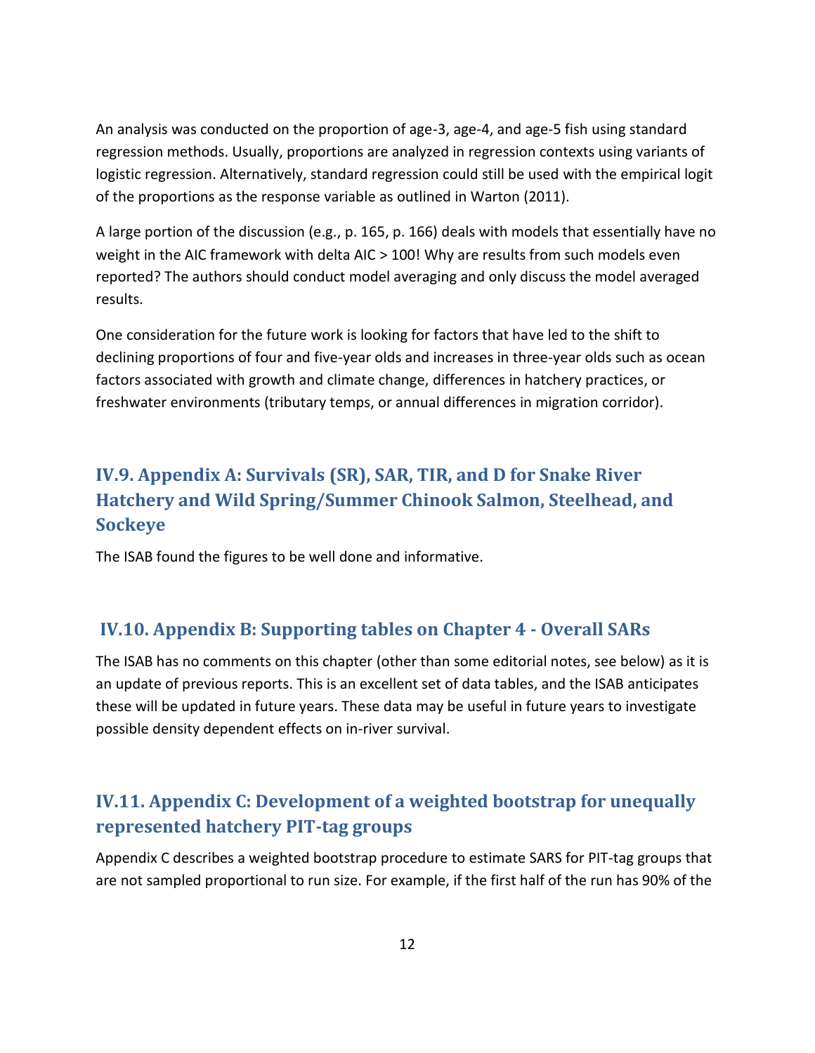An analysis was conducted on the proportion of age-3, age-4, and age-5 fish using standard regression methods. Usually, proportions are analyzed in regression contexts using variants of logistic regression. Alternatively, standard regression could still be used with the empirical logit of the proportions as the response variable as outlined in Warton (2011).

A large portion of the discussion (e.g., p. 165, p. 166) deals with models that essentially have no weight in the AIC framework with delta AIC > 100! Why are results from such models even reported? The authors should conduct model averaging and only discuss the model averaged results.

One consideration for the future work is looking for factors that have led to the shift to declining proportions of four and five-year olds and increases in three-year olds such as ocean factors associated with growth and climate change, differences in hatchery practices, or freshwater environments (tributary temps, or annual differences in migration corridor).

## IV.9. Appendix A: Survivals (SR), SAR, TIR, and D for Snake River Hatchery and Wild Spring/Summer Chinook Salmon, Steelhead, and Sockeye

The ISAB found the figures to be well done and informative.

## IV.10. Appendix B: Supporting tables on Chapter 4 - Overall SARs

The ISAB has no comments on this chapter (other than some editorial notes, see below) as it is an update of previous reports. This is an excellent set of data tables, and the ISAB anticipates these will be updated in future years. These data may be useful in future years to investigate possible density dependent effects on in-river survival.

## IV.11. Appendix C: Development of a weighted bootstrap for unequally represented hatchery PIT-tag groups

Appendix C describes a weighted bootstrap procedure to estimate SARS for PIT-tag groups that are not sampled proportional to run size. For example, if the first half of the run has 90% of the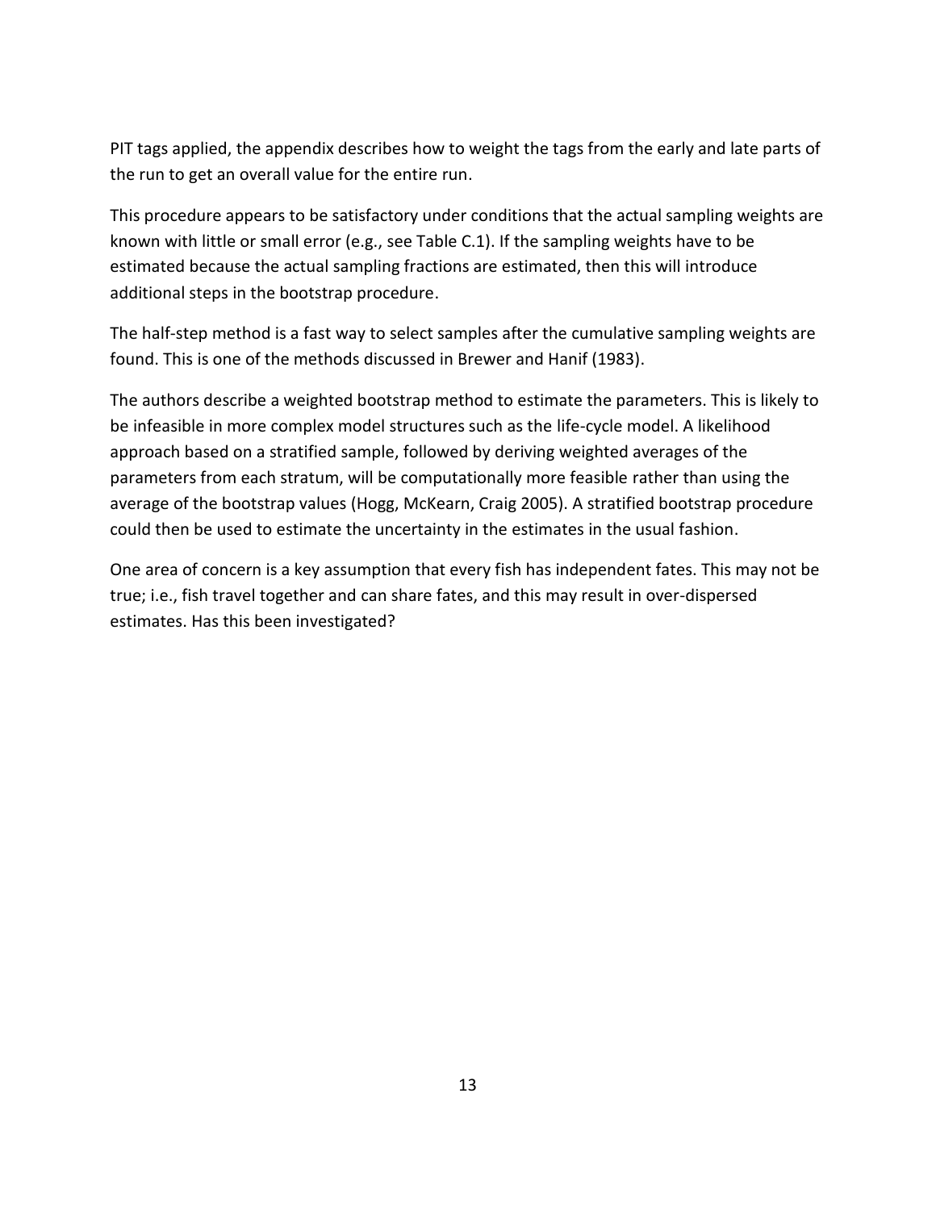PIT tags applied, the appendix describes how to weight the tags from the early and late parts of the run to get an overall value for the entire run.

This procedure appears to be satisfactory under conditions that the actual sampling weights are known with little or small error (e.g., see Table C.1). If the sampling weights have to be estimated because the actual sampling fractions are estimated, then this will introduce additional steps in the bootstrap procedure.

The half-step method is a fast way to select samples after the cumulative sampling weights are found. This is one of the methods discussed in Brewer and Hanif (1983).

The authors describe a weighted bootstrap method to estimate the parameters. This is likely to be infeasible in more complex model structures such as the life-cycle model. A likelihood approach based on a stratified sample, followed by deriving weighted averages of the parameters from each stratum, will be computationally more feasible rather than using the average of the bootstrap values (Hogg, McKearn, Craig 2005). A stratified bootstrap procedure could then be used to estimate the uncertainty in the estimates in the usual fashion.

One area of concern is a key assumption that every fish has independent fates. This may not be true; i.e., fish travel together and can share fates, and this may result in over-dispersed estimates. Has this been investigated?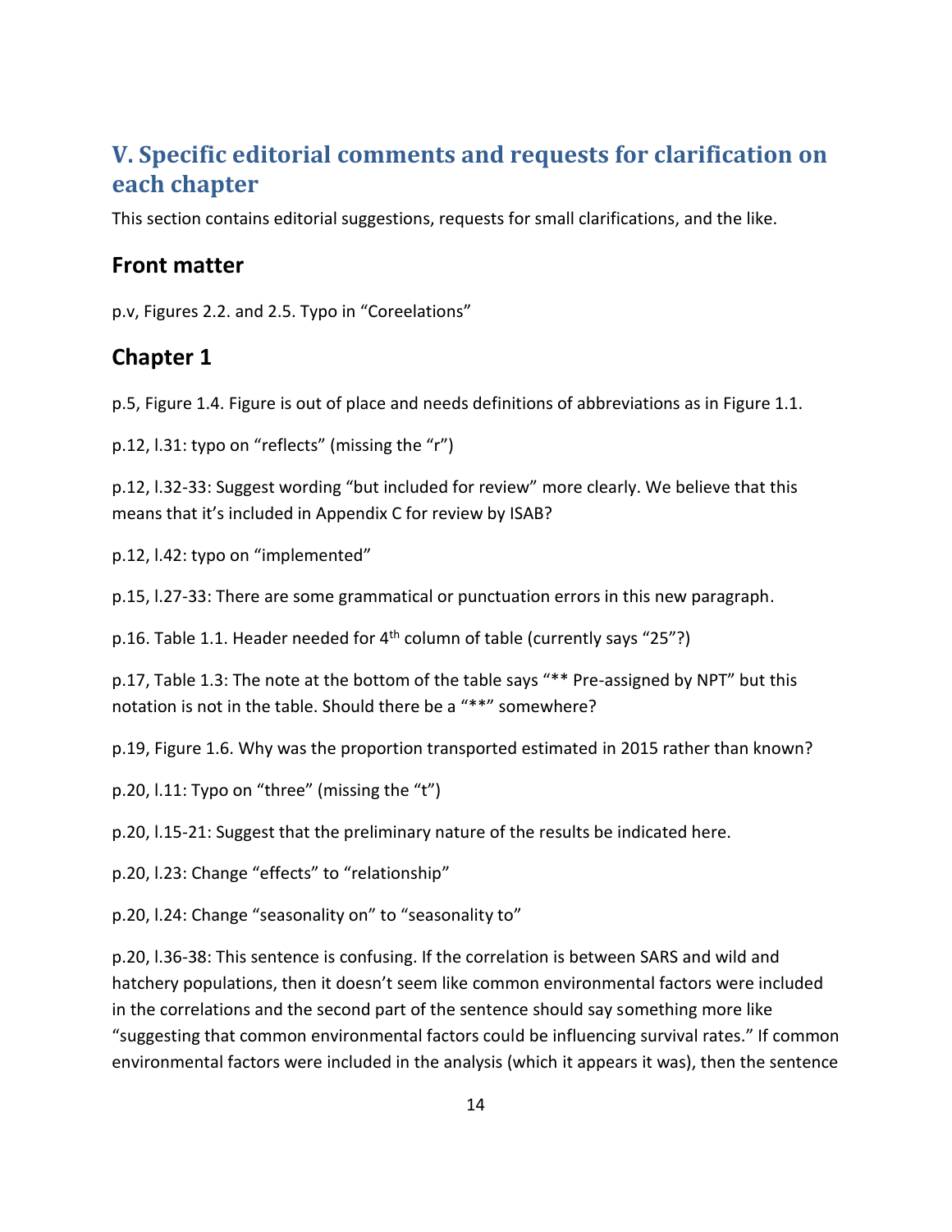## V. Specific editorial comments and requests for clarification on each chapter

This section contains editorial suggestions, requests for small clarifications, and the like.

### Front matter

p.v, Figures 2.2. and 2.5. Typo in "Coreelations"

### Chapter 1

p.5, Figure 1.4. Figure is out of place and needs definitions of abbreviations as in Figure 1.1.

p.12, l.31: typo on "reflects" (missing the "r")

p.12, l.32-33: Suggest wording "but included for review" more clearly. We believe that this means that it's included in Appendix C for review by ISAB?

p.12, l.42: typo on "implemented"

p.15, l.27-33: There are some grammatical or punctuation errors in this new paragraph.

p.16. Table 1.1. Header needed for 4th column of table (currently says "25"?)

p.17, Table 1.3: The note at the bottom of the table says "** Pre-assigned by NPT" but this notation is not in the table. Should there be a "**" somewhere?

p.19, Figure 1.6. Why was the proportion transported estimated in 2015 rather than known?

p.20, l.11: Typo on "three" (missing the "t")

p.20, l.15-21: Suggest that the preliminary nature of the results be indicated here.

p.20, l.23: Change "effects" to "relationship"

p.20, l.24: Change "seasonality on" to "seasonality to"

p.20, l.36-38: This sentence is confusing. If the correlation is between SARS and wild and hatchery populations, then it doesn't seem like common environmental factors were included in the correlations and the second part of the sentence should say something more like "suggesting that common environmental factors could be influencing survival rates." If common environmental factors were included in the analysis (which it appears it was), then the sentence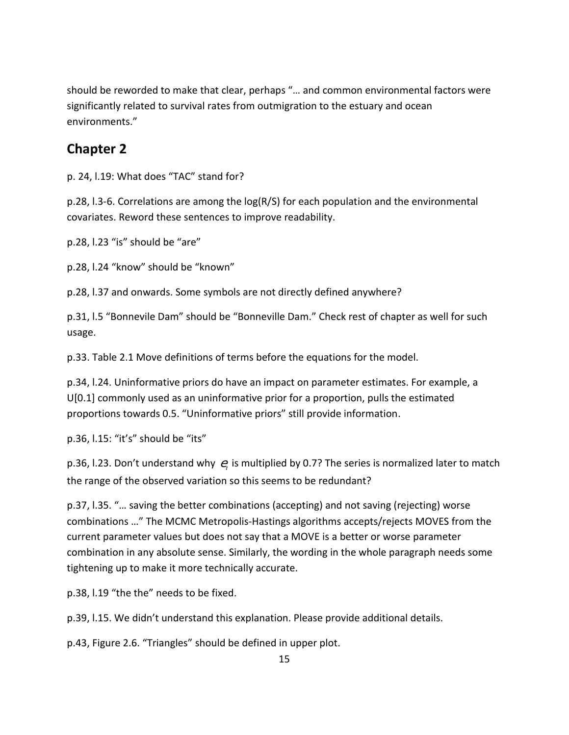should be reworded to make that clear, perhaps "… and common environmental factors were significantly related to survival rates from outmigration to the estuary and ocean environments."

## Chapter 2

p. 24, l.19: What does "TAC" stand for?

p.28, l.3-6. Correlations are among the log(R/S) for each population and the environmental covariates. Reword these sentences to improve readability.

p.28, l.23 "is" should be "are"

p.28, l.24 "know" should be "known"

p.28, l.37 and onwards. Some symbols are not directly defined anywhere?

p.31, l.5 "Bonnevile Dam" should be "Bonneville Dam." Check rest of chapter as well for such usage.

p.33. Table 2.1 Move definitions of terms before the equations for the model.

p.34, l.24. Uninformative priors do have an impact on parameter estimates. For example, a U[0.1] commonly used as an uninformative prior for a proportion, pulls the estimated proportions towards 0.5. "Uninformative priors" still provide information.

p.36, l.15: "it's" should be "its"

p.36, l.23. Don't understand why $e_t$ is multiplied by 0.7? The series is normalized later to match the range of the observed variation so this seems to be redundant?

p.37, l.35. "… saving the better combinations (accepting) and not saving (rejecting) worse combinations …" The MCMC Metropolis-Hastings algorithms accepts/rejects MOVES from the current parameter values but does not say that a MOVE is a better or worse parameter combination in any absolute sense. Similarly, the wording in the whole paragraph needs some tightening up to make it more technically accurate.

p.38, l.19 "the the" needs to be fixed.

p.39, l.15. We didn't understand this explanation. Please provide additional details.

p.43, Figure 2.6. "Triangles" should be defined in upper plot.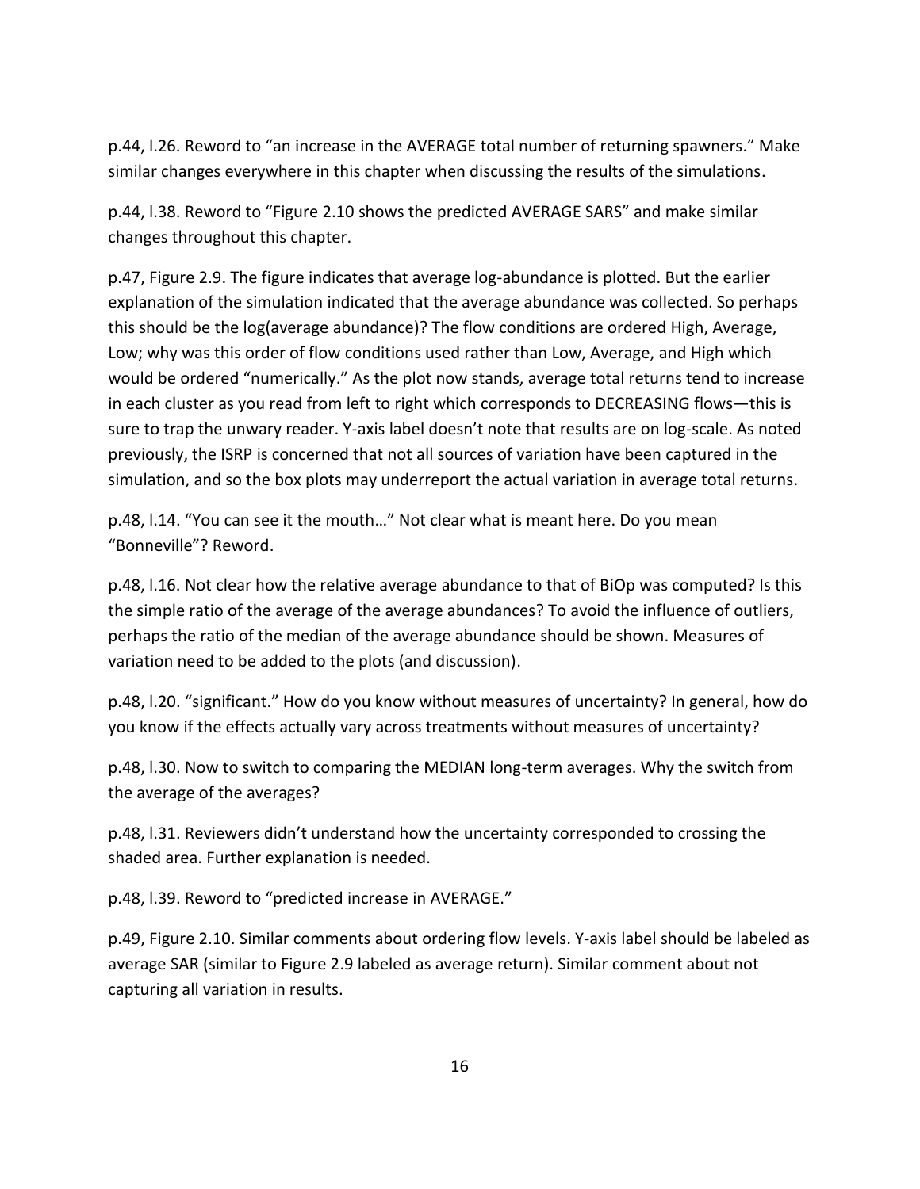p.44, l.26. Reword to "an increase in the AVERAGE total number of returning spawners." Make similar changes everywhere in this chapter when discussing the results of the simulations.

p.44, l.38. Reword to "Figure 2.10 shows the predicted AVERAGE SARS" and make similar changes throughout this chapter.

p.47, Figure 2.9. The figure indicates that average log-abundance is plotted. But the earlier explanation of the simulation indicated that the average abundance was collected. So perhaps this should be the log(average abundance)? The flow conditions are ordered High, Average, Low; why was this order of flow conditions used rather than Low, Average, and High which would be ordered "numerically." As the plot now stands, average total returns tend to increase in each cluster as you read from left to right which corresponds to DECREASING flows—this is sure to trap the unwary reader. Y-axis label doesn't note that results are on log-scale. As noted previously, the ISRP is concerned that not all sources of variation have been captured in the simulation, and so the box plots may underreport the actual variation in average total returns.

p.48, l.14. "You can see it the mouth…" Not clear what is meant here. Do you mean "Bonneville"? Reword.

p.48, l.16. Not clear how the relative average abundance to that of BiOp was computed? Is this the simple ratio of the average of the average abundances? To avoid the influence of outliers, perhaps the ratio of the median of the average abundance should be shown. Measures of variation need to be added to the plots (and discussion).

p.48, l.20. "significant." How do you know without measures of uncertainty? In general, how do you know if the effects actually vary across treatments without measures of uncertainty?

p.48, l.30. Now to switch to comparing the MEDIAN long-term averages. Why the switch from the average of the averages?

p.48, l.31. Reviewers didn't understand how the uncertainty corresponded to crossing the shaded area. Further explanation is needed.

p.48, l.39. Reword to "predicted increase in AVERAGE."

p.49, Figure 2.10. Similar comments about ordering flow levels. Y-axis label should be labeled as average SAR (similar to Figure 2.9 labeled as average return). Similar comment about not capturing all variation in results.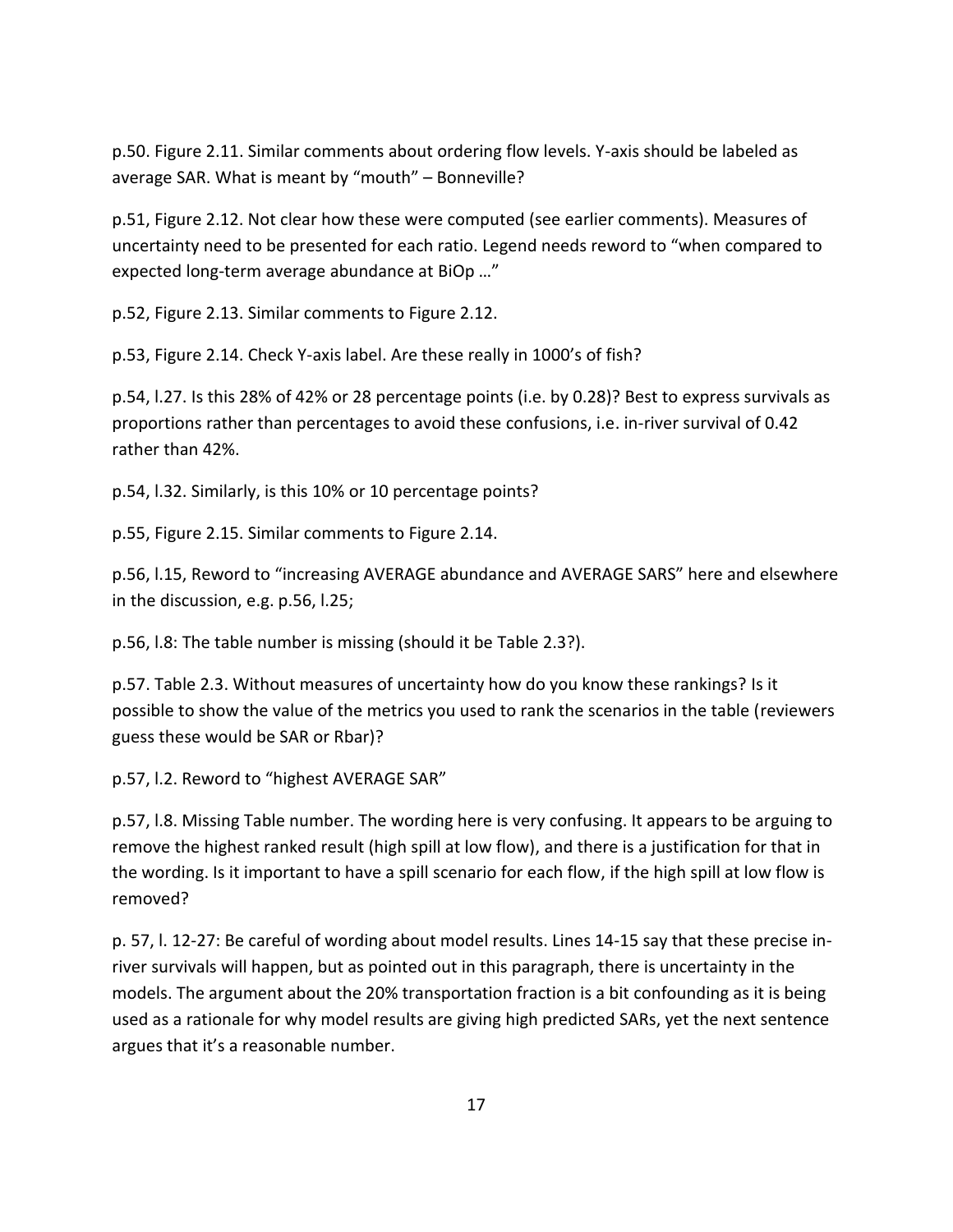p.50. Figure 2.11. Similar comments about ordering flow levels. Y-axis should be labeled as average SAR. What is meant by "mouth" – Bonneville?

p.51, Figure 2.12. Not clear how these were computed (see earlier comments). Measures of uncertainty need to be presented for each ratio. Legend needs reword to "when compared to expected long-term average abundance at BiOp …"

p.52, Figure 2.13. Similar comments to Figure 2.12.

p.53, Figure 2.14. Check Y-axis label. Are these really in 1000's of fish?

p.54, l.27. Is this 28% of 42% or 28 percentage points (i.e. by 0.28)? Best to express survivals as proportions rather than percentages to avoid these confusions, i.e. in-river survival of 0.42 rather than 42%.

p.54, l.32. Similarly, is this 10% or 10 percentage points?

p.55, Figure 2.15. Similar comments to Figure 2.14.

p.56, l.15, Reword to "increasing AVERAGE abundance and AVERAGE SARS" here and elsewhere in the discussion, e.g. p.56, l.25;

p.56, l.8: The table number is missing (should it be Table 2.3?).

p.57. Table 2.3. Without measures of uncertainty how do you know these rankings? Is it possible to show the value of the metrics you used to rank the scenarios in the table (reviewers guess these would be SAR or Rbar)?

p.57, l.2. Reword to "highest AVERAGE SAR"

p.57, l.8. Missing Table number. The wording here is very confusing. It appears to be arguing to remove the highest ranked result (high spill at low flow), and there is a justification for that in the wording. Is it important to have a spill scenario for each flow, if the high spill at low flow is removed?

p. 57, l. 12-27: Be careful of wording about model results. Lines 14-15 say that these precise in-river survivals will happen, but as pointed out in this paragraph, there is uncertainty in the models. The argument about the 20% transportation fraction is a bit confounding as it is being used as a rationale for why model results are giving high predicted SARs, yet the next sentence argues that it's a reasonable number.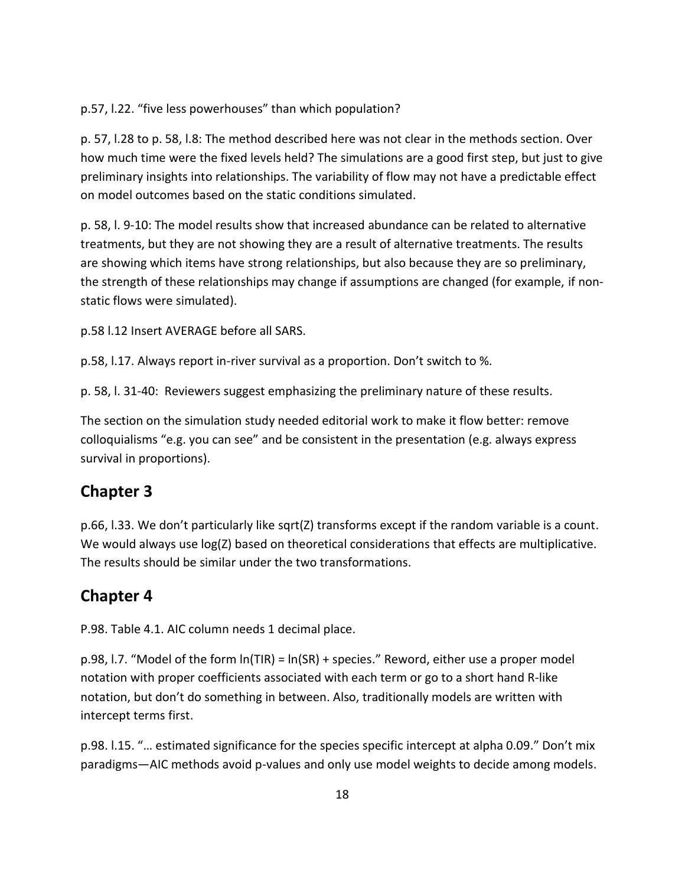p.57, l.22. “five less powerhouses” than which population?

p. 57, l.28 to p. 58, l.8: The method described here was not clear in the methods section. Over how much time were the fixed levels held? The simulations are a good first step, but just to give preliminary insights into relationships. The variability of flow may not have a predictable effect on model outcomes based on the static conditions simulated.

p. 58, l. 9-10: The model results show that increased abundance can be related to alternative treatments, but they are not showing they are a result of alternative treatments. The results are showing which items have strong relationships, but also because they are so preliminary, the strength of these relationships may change if assumptions are changed (for example, if non-static flows were simulated).

p.58 l.12 Insert AVERAGE before all SARS.

p.58, l.17. Always report in-river survival as a proportion. Don’t switch to %.

p. 58, l. 31-40: Reviewers suggest emphasizing the preliminary nature of these results.

The section on the simulation study needed editorial work to make it flow better: remove colloquialisms “e.g. you can see” and be consistent in the presentation (e.g. always express survival in proportions).

## Chapter 3

p.66, l.33. We don’t particularly like sqrt(Z) transforms except if the random variable is a count. We would always use log(Z) based on theoretical considerations that effects are multiplicative. The results should be similar under the two transformations.

## Chapter 4

P.98. Table 4.1. AIC column needs 1 decimal place.

p.98, l.7. “Model of the form ln(TIR) = ln(SR) + species.” Reword, either use a proper model notation with proper coefficients associated with each term or go to a short hand R-like notation, but don’t do something in between. Also, traditionally models are written with intercept terms first.

p.98. l.15. “… estimated significance for the species specific intercept at alpha 0.09.” Don’t mix paradigms—AIC methods avoid p-values and only use model weights to decide among models.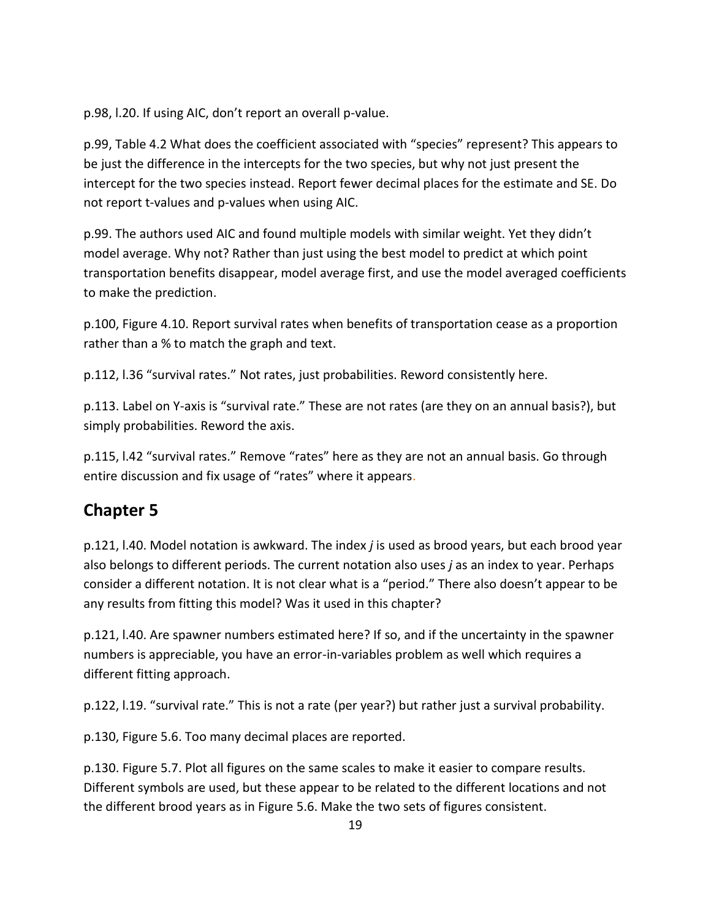p.98, l.20. If using AIC, don't report an overall p-value.

p.99, Table 4.2 What does the coefficient associated with "species" represent? This appears to be just the difference in the intercepts for the two species, but why not just present the intercept for the two species instead. Report fewer decimal places for the estimate and SE. Do not report t-values and p-values when using AIC.

p.99. The authors used AIC and found multiple models with similar weight. Yet they didn't model average. Why not? Rather than just using the best model to predict at which point transportation benefits disappear, model average first, and use the model averaged coefficients to make the prediction.

p.100, Figure 4.10. Report survival rates when benefits of transportation cease as a proportion rather than a % to match the graph and text.

p.112, l.36 "survival rates." Not rates, just probabilities. Reword consistently here.

p.113. Label on Y-axis is "survival rate." These are not rates (are they on an annual basis?), but simply probabilities. Reword the axis.

p.115, l.42 "survival rates." Remove "rates" here as they are not an annual basis. Go through entire discussion and fix usage of "rates" where it appears.

## Chapter 5

p.121, l.40. Model notation is awkward. The index *j* is used as brood years, but each brood year also belongs to different periods. The current notation also uses *j* as an index to year. Perhaps consider a different notation. It is not clear what is a "period." There also doesn't appear to be any results from fitting this model? Was it used in this chapter?

p.121, l.40. Are spawner numbers estimated here? If so, and if the uncertainty in the spawner numbers is appreciable, you have an error-in-variables problem as well which requires a different fitting approach.

p.122, l.19. "survival rate." This is not a rate (per year?) but rather just a survival probability.

p.130, Figure 5.6. Too many decimal places are reported.

p.130. Figure 5.7. Plot all figures on the same scales to make it easier to compare results. Different symbols are used, but these appear to be related to the different locations and not the different brood years as in Figure 5.6. Make the two sets of figures consistent.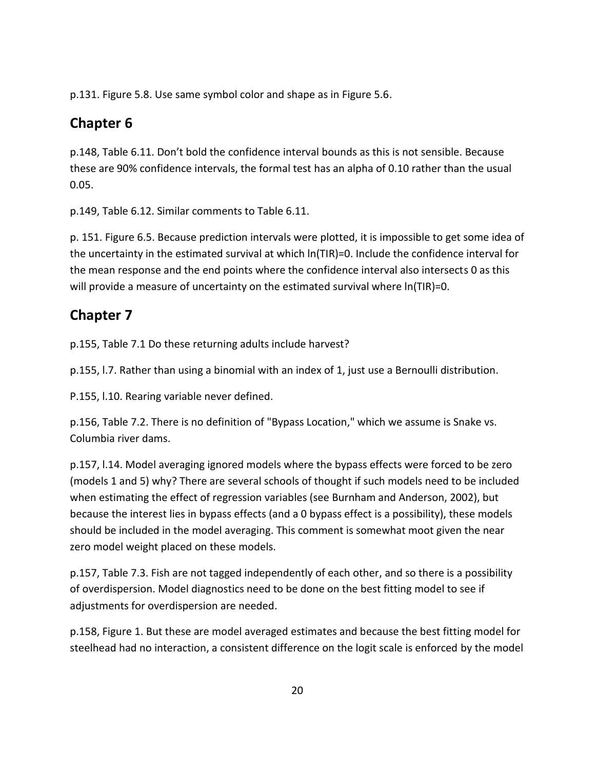p.131. Figure 5.8. Use same symbol color and shape as in Figure 5.6.

## Chapter 6

p.148, Table 6.11. Don't bold the confidence interval bounds as this is not sensible. Because these are 90% confidence intervals, the formal test has an alpha of 0.10 rather than the usual 0.05.

p.149, Table 6.12. Similar comments to Table 6.11.

p. 151. Figure 6.5. Because prediction intervals were plotted, it is impossible to get some idea of the uncertainty in the estimated survival at which $\ln(TIR)=0$. Include the confidence interval for the mean response and the end points where the confidence interval also intersects 0 as this will provide a measure of uncertainty on the estimated survival where $\ln(TIR)=0$.

## Chapter 7

p.155, Table 7.1 Do these returning adults include harvest?

p.155, l.7. Rather than using a binomial with an index of 1, just use a Bernoulli distribution.

P.155, l.10. Rearing variable never defined.

p.156, Table 7.2. There is no definition of "Bypass Location," which we assume is Snake vs. Columbia river dams.

p.157, l.14. Model averaging ignored models where the bypass effects were forced to be zero (models 1 and 5) why? There are several schools of thought if such models need to be included when estimating the effect of regression variables (see Burnham and Anderson, 2002), but because the interest lies in bypass effects (and a 0 bypass effect is a possibility), these models should be included in the model averaging. This comment is somewhat moot given the near zero model weight placed on these models.

p.157, Table 7.3. Fish are not tagged independently of each other, and so there is a possibility of overdispersion. Model diagnostics need to be done on the best fitting model to see if adjustments for overdispersion are needed.

p.158, Figure 1. But these are model averaged estimates and because the best fitting model for steelhead had no interaction, a consistent difference on the logit scale is enforced by the model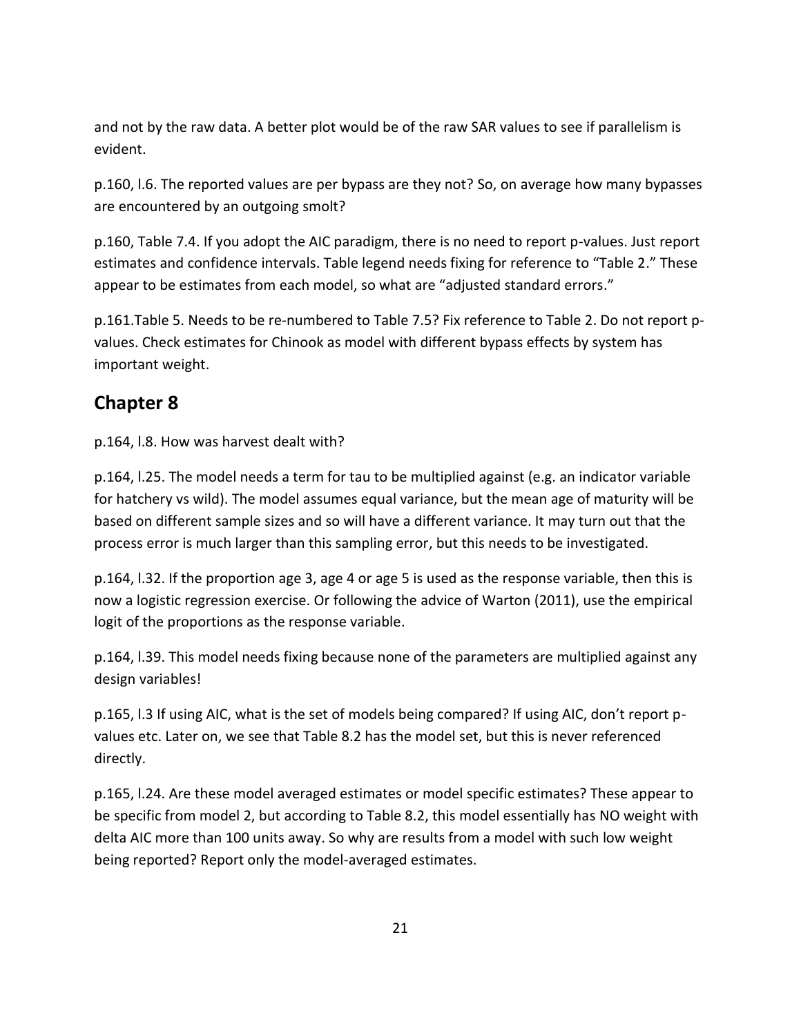and not by the raw data. A better plot would be of the raw SAR values to see if parallelism is evident.

p.160, l.6. The reported values are per bypass are they not? So, on average how many bypasses are encountered by an outgoing smolt?

p.160, Table 7.4. If you adopt the AIC paradigm, there is no need to report p-values. Just report estimates and confidence intervals. Table legend needs fixing for reference to "Table 2." These appear to be estimates from each model, so what are "adjusted standard errors."

p.161.Table 5. Needs to be re-numbered to Table 7.5? Fix reference to Table 2. Do not report p-values. Check estimates for Chinook as model with different bypass effects by system has important weight.

## Chapter 8

p.164, l.8. How was harvest dealt with?

p.164, l.25. The model needs a term for tau to be multiplied against (e.g. an indicator variable for hatchery vs wild). The model assumes equal variance, but the mean age of maturity will be based on different sample sizes and so will have a different variance. It may turn out that the process error is much larger than this sampling error, but this needs to be investigated.

p.164, l.32. If the proportion age 3, age 4 or age 5 is used as the response variable, then this is now a logistic regression exercise. Or following the advice of Warton (2011), use the empirical logit of the proportions as the response variable.

p.164, l.39. This model needs fixing because none of the parameters are multiplied against any design variables!

p.165, l.3 If using AIC, what is the set of models being compared? If using AIC, don't report p-values etc. Later on, we see that Table 8.2 has the model set, but this is never referenced directly.

p.165, l.24. Are these model averaged estimates or model specific estimates? These appear to be specific from model 2, but according to Table 8.2, this model essentially has NO weight with delta AIC more than 100 units away. So why are results from a model with such low weight being reported? Report only the model-averaged estimates.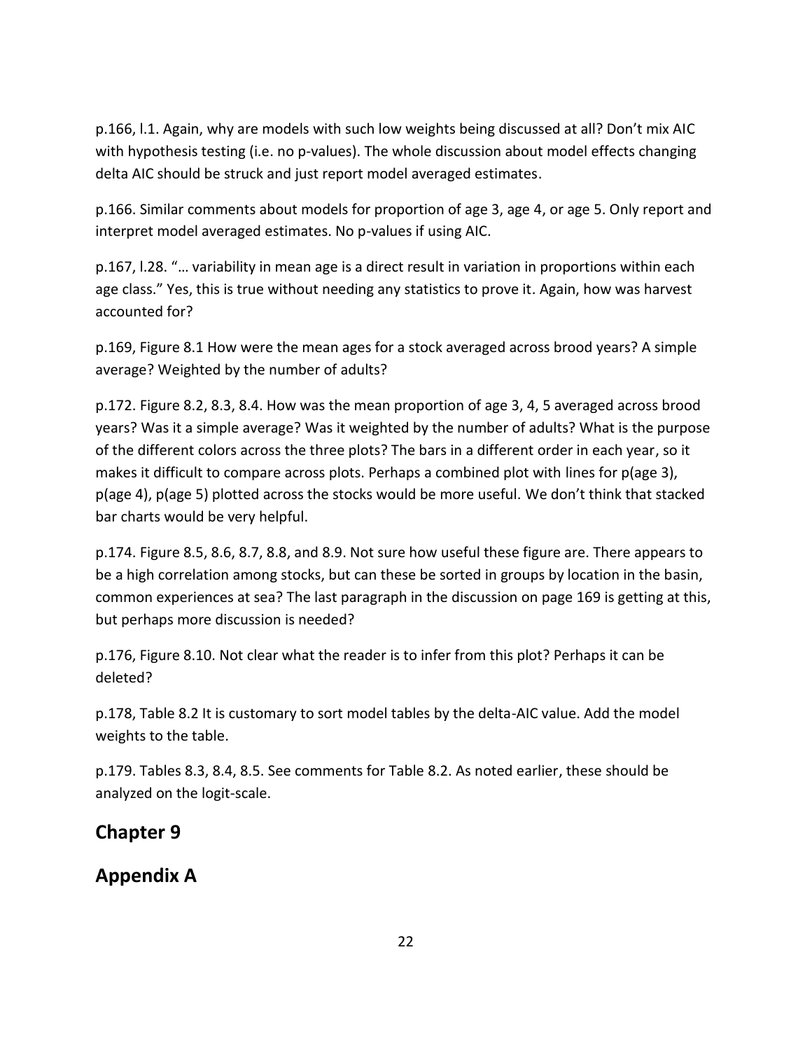p.166, l.1. Again, why are models with such low weights being discussed at all? Don't mix AIC with hypothesis testing (i.e. no p-values). The whole discussion about model effects changing delta AIC should be struck and just report model averaged estimates.

p.166. Similar comments about models for proportion of age 3, age 4, or age 5. Only report and interpret model averaged estimates. No p-values if using AIC.

p.167, l.28. "… variability in mean age is a direct result in variation in proportions within each age class." Yes, this is true without needing any statistics to prove it. Again, how was harvest accounted for?

p.169, Figure 8.1 How were the mean ages for a stock averaged across brood years? A simple average? Weighted by the number of adults?

p.172. Figure 8.2, 8.3, 8.4. How was the mean proportion of age 3, 4, 5 averaged across brood years? Was it a simple average? Was it weighted by the number of adults? What is the purpose of the different colors across the three plots? The bars in a different order in each year, so it makes it difficult to compare across plots. Perhaps a combined plot with lines for p(age 3), p(age 4), p(age 5) plotted across the stocks would be more useful. We don't think that stacked bar charts would be very helpful.

p.174. Figure 8.5, 8.6, 8.7, 8.8, and 8.9. Not sure how useful these figure are. There appears to be a high correlation among stocks, but can these be sorted in groups by location in the basin, common experiences at sea? The last paragraph in the discussion on page 169 is getting at this, but perhaps more discussion is needed?

p.176, Figure 8.10. Not clear what the reader is to infer from this plot? Perhaps it can be deleted?

p.178, Table 8.2 It is customary to sort model tables by the delta-AIC value. Add the model weights to the table.

p.179. Tables 8.3, 8.4, 8.5. See comments for Table 8.2. As noted earlier, these should be analyzed on the logit-scale.

## Chapter 9

## Appendix A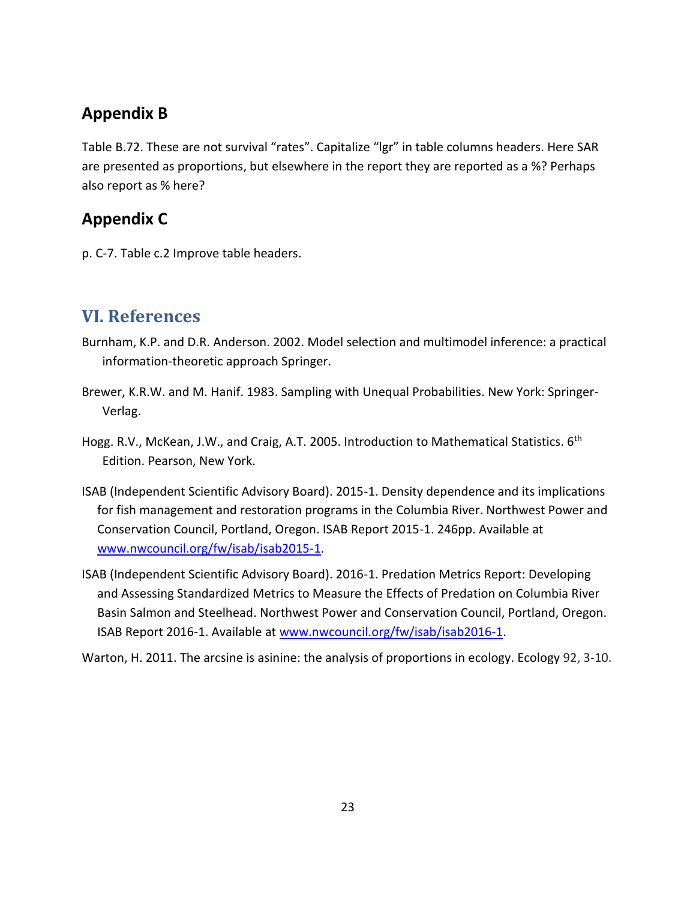## Appendix B

Table B.72. These are not survival "rates". Capitalize "lgr" in table columns headers. Here SAR are presented as proportions, but elsewhere in the report they are reported as a %? Perhaps also report as % here?

## Appendix C

p. C-7. Table c.2 Improve table headers.

# VI. References

Burnham, K.P. and D.R. Anderson. 2002. Model selection and multimodel inference: a practical information-theoretic approach Springer.

Brewer, K.R.W. and M. Hanif. 1983. Sampling with Unequal Probabilities. New York: Springer-Verlag.

Hogg. R.V., McKean, J.W., and Craig, A.T. 2005. Introduction to Mathematical Statistics. 6th Edition. Pearson, New York.

ISAB (Independent Scientific Advisory Board). 2015-1. Density dependence and its implications for fish management and restoration programs in the Columbia River. Northwest Power and Conservation Council, Portland, Oregon. ISAB Report 2015-1. 246pp. Available at www.nwcouncil.org/fw/isab/isab2015-1.

ISAB (Independent Scientific Advisory Board). 2016-1. Predation Metrics Report: Developing and Assessing Standardized Metrics to Measure the Effects of Predation on Columbia River Basin Salmon and Steelhead. Northwest Power and Conservation Council, Portland, Oregon. ISAB Report 2016-1. Available at www.nwcouncil.org/fw/isab/isab2016-1.

Warton, H. 2011. The arcsine is asinine: the analysis of proportions in ecology. Ecology 92, 3-10.